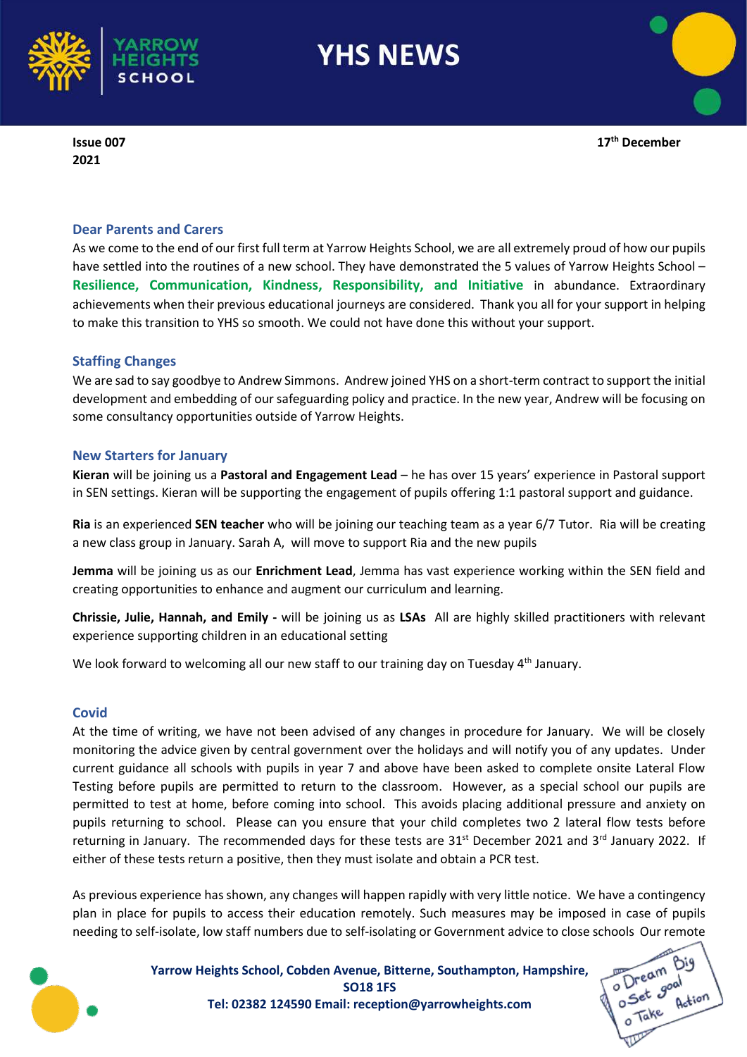# YHS NEWS

**Issue 007** **17th December 2021**

### Dear Parents and Carers

As we come to the end of our first full term at Yarrow Heights School, we are all extremely proud of how our pupils have settled into the routines of a new school. They have demonstrated the 5 values of Yarrow Heights School – **Resilience, Communication, Kindness, Responsibility, and Initiative** in abundance. Extraordinary achievements when their previous educational journeys are considered. Thank you all for your support in helping to make this transition to YHS so smooth. We could not have done this without your support.

### Staffing Changes

We are sad to say goodbye to Andrew Simmons. Andrew joined YHS on a short-term contract to support the initial development and embedding of our safeguarding policy and practice. In the new year, Andrew will be focusing on some consultancy opportunities outside of Yarrow Heights.

### New Starters for January

**Kieran** will be joining us a **Pastoral and Engagement Lead** – he has over 15 years' experience in Pastoral support in SEN settings. Kieran will be supporting the engagement of pupils offering 1:1 pastoral support and guidance.

**Ria** is an experienced **SEN teacher** who will be joining our teaching team as a year 6/7 Tutor. Ria will be creating a new class group in January. Sarah A, will move to support Ria and the new pupils

**Jemma** will be joining us as our **Enrichment Lead**, Jemma has vast experience working within the SEN field and creating opportunities to enhance and augment our curriculum and learning.

**Chrissie, Julie, Hannah, and Emily -** will be joining us as **LSAs** All are highly skilled practitioners with relevant experience supporting children in an educational setting

We look forward to welcoming all our new staff to our training day on Tuesday 4th January.

### Covid

At the time of writing, we have not been advised of any changes in procedure for January. We will be closely monitoring the advice given by central government over the holidays and will notify you of any updates. Under current guidance all schools with pupils in year 7 and above have been asked to complete onsite Lateral Flow Testing before pupils are permitted to return to the classroom. However, as a special school our pupils are permitted to test at home, before coming into school. This avoids placing additional pressure and anxiety on pupils returning to school. Please can you ensure that your child completes two 2 lateral flow tests before returning in January. The recommended days for these tests are 31st December 2021 and 3rd January 2022. If either of these tests return a positive, then they must isolate and obtain a PCR test.

As previous experience has shown, any changes will happen rapidly with very little notice. We have a contingency plan in place for pupils to access their education remotely. Such measures may be imposed in case of pupils needing to self-isolate, low staff numbers due to self-isolating or Government advice to close schools Our remote

Yarrow Heights School, Cobden Avenue, Bitterne, Southampton, Hampshire, SO18 1FS
Tel: 02382 124590 Email: reception@yarrowheights.com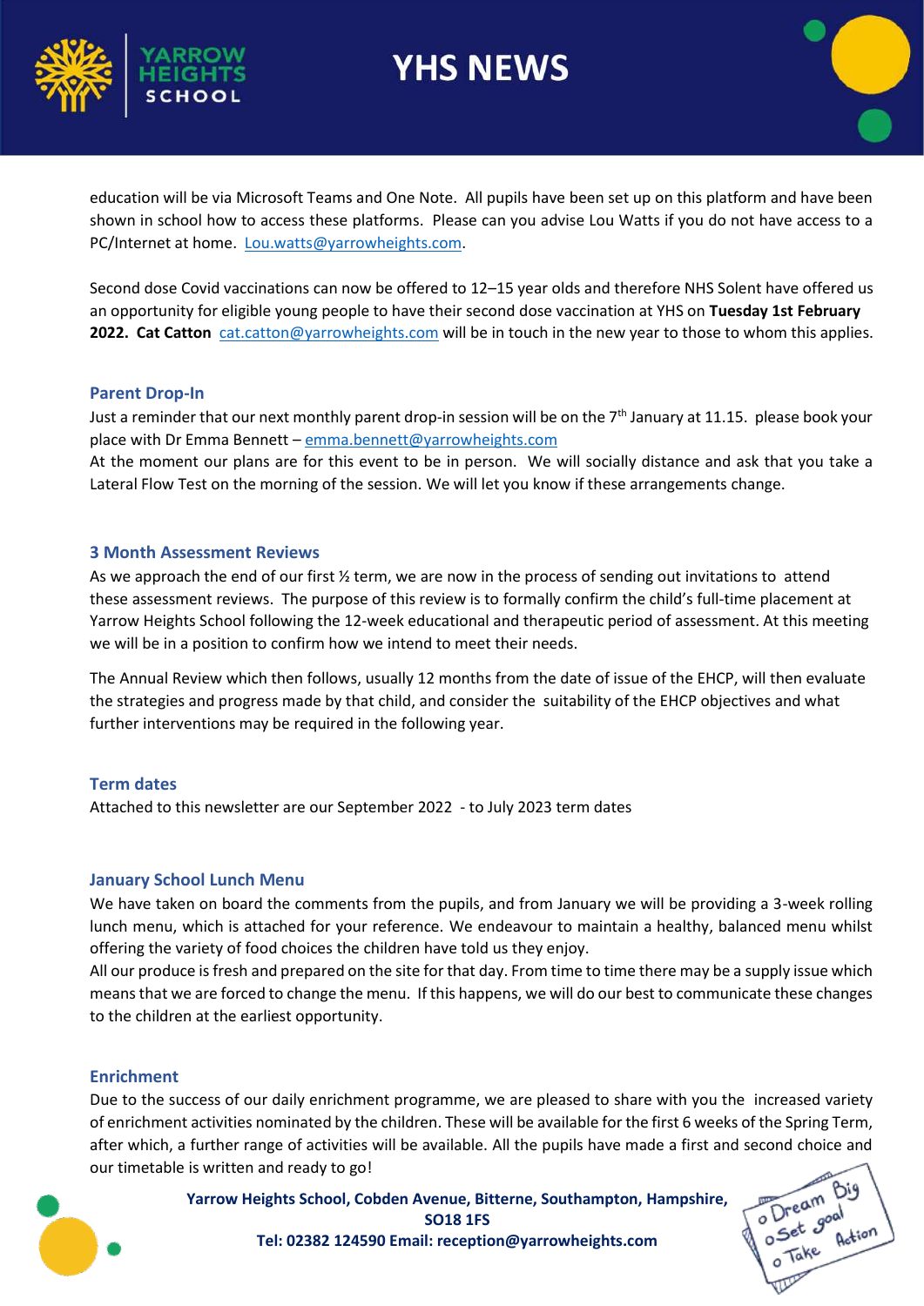education will be via Microsoft Teams and One Note. All pupils have been set up on this platform and have been shown in school how to access these platforms. Please can you advise Lou Watts if you do not have access to a PC/Internet at home. Lou.watts@yarrowheights.com.

Second dose Covid vaccinations can now be offered to 12–15 year olds and therefore NHS Solent have offered us an opportunity for eligible young people to have their second dose vaccination at YHS on **Tuesday 1st February 2022. Cat Catton** cat.catton@yarrowheights.com will be in touch in the new year to those to whom this applies.

## Parent Drop-In

Just a reminder that our next monthly parent drop-in session will be on the 7th January at 11.15. please book your place with Dr Emma Bennett – emma.bennett@yarrowheights.com

At the moment our plans are for this event to be in person. We will socially distance and ask that you take a Lateral Flow Test on the morning of the session. We will let you know if these arrangements change.

## 3 Month Assessment Reviews

As we approach the end of our first ½ term, we are now in the process of sending out invitations to attend these assessment reviews. The purpose of this review is to formally confirm the child's full-time placement at Yarrow Heights School following the 12-week educational and therapeutic period of assessment. At this meeting we will be in a position to confirm how we intend to meet their needs.

The Annual Review which then follows, usually 12 months from the date of issue of the EHCP, will then evaluate the strategies and progress made by that child, and consider the suitability of the EHCP objectives and what further interventions may be required in the following year.

## Term dates

Attached to this newsletter are our September 2022 - to July 2023 term dates

## January School Lunch Menu

We have taken on board the comments from the pupils, and from January we will be providing a 3-week rolling lunch menu, which is attached for your reference. We endeavour to maintain a healthy, balanced menu whilst offering the variety of food choices the children have told us they enjoy.

All our produce is fresh and prepared on the site for that day. From time to time there may be a supply issue which means that we are forced to change the menu. If this happens, we will do our best to communicate these changes to the children at the earliest opportunity.

## Enrichment

Due to the success of our daily enrichment programme, we are pleased to share with you the increased variety of enrichment activities nominated by the children. These will be available for the first 6 weeks of the Spring Term, after which, a further range of activities will be available. All the pupils have made a first and second choice and our timetable is written and ready to go!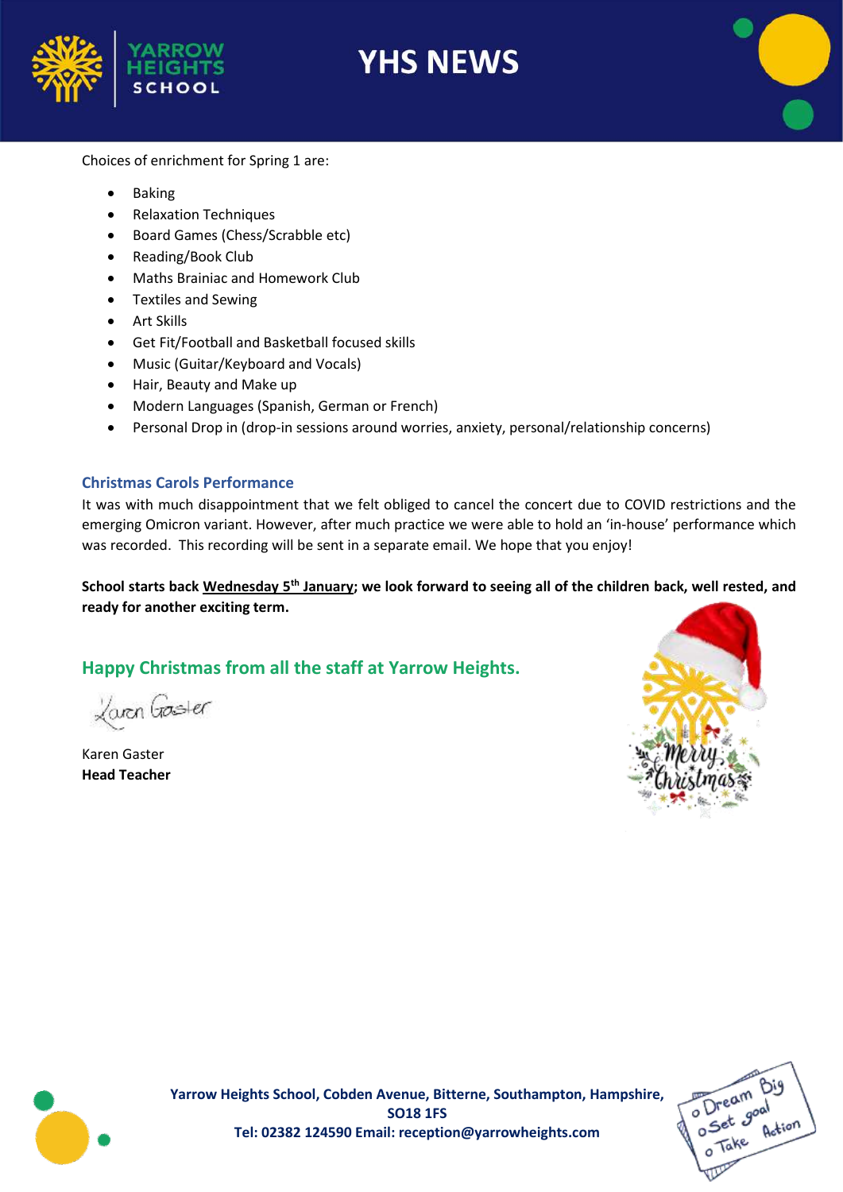Choices of enrichment for Spring 1 are:

- Baking
- Relaxation Techniques
- Board Games (Chess/Scrabble etc)
- Reading/Book Club
- Maths Brainiac and Homework Club
- Textiles and Sewing
- Art Skills
- Get Fit/Football and Basketball focused skills
- Music (Guitar/Keyboard and Vocals)
- Hair, Beauty and Make up
- Modern Languages (Spanish, German or French)
- Personal Drop in (drop-in sessions around worries, anxiety, personal/relationship concerns)

## Christmas Carols Performance

It was with much disappointment that we felt obliged to cancel the concert due to COVID restrictions and the emerging Omicron variant. However, after much practice we were able to hold an 'in-house' performance which was recorded. This recording will be sent in a separate email. We hope that you enjoy!

**School starts back Wednesday 5th January; we look forward to seeing all of the children back, well rested, and ready for another exciting term.**

## Happy Christmas from all the staff at Yarrow Heights.

Karen Gaster

Karen Gaster
**Head Teacher**